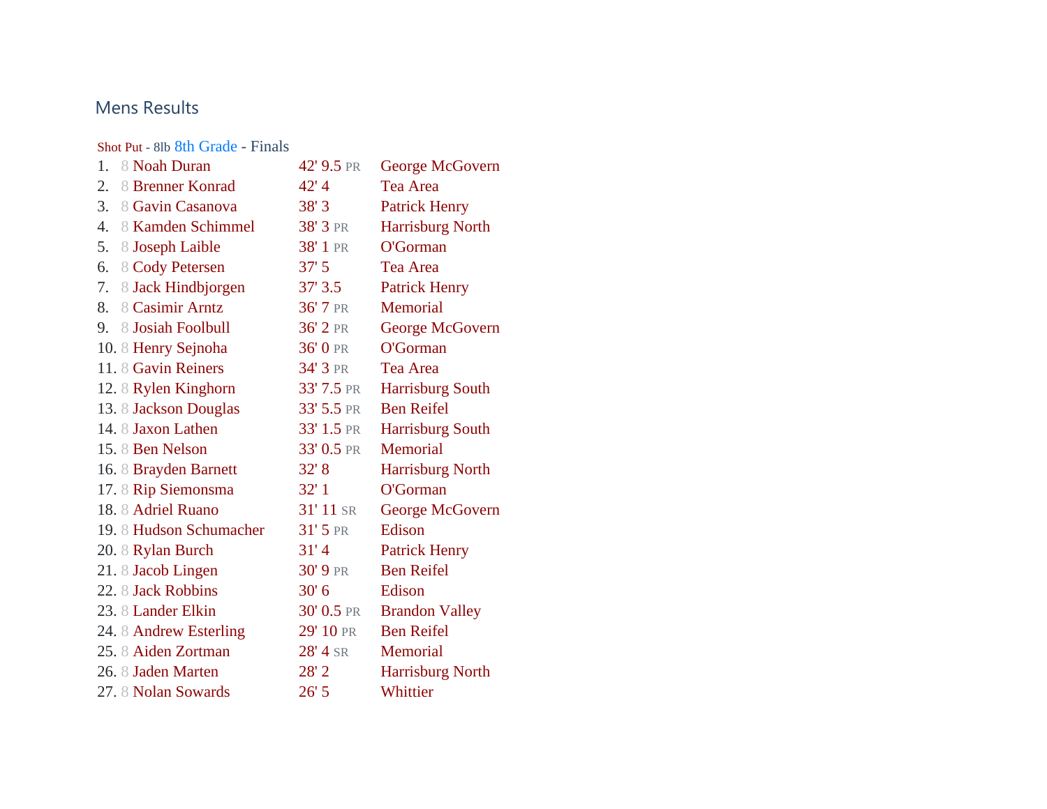## Mens Results

### Shot Put - 8lb 8th Grade - Finals

| | | | | |
|---|---|---|---|---|
| 1. | 8 | Noah Duran | 42' 9.5 PR | George McGovern |
| 2. | 8 | Brenner Konrad | 42' 4 | Tea Area |
| 3. | 8 | Gavin Casanova | 38' 3 | Patrick Henry |
| 4. | 8 | Kamden Schimmel | 38' 3 PR | Harrisburg North |
| 5. | 8 | Joseph Laible | 38' 1 PR | O'Gorman |
| 6. | 8 | Cody Petersen | 37' 5 | Tea Area |
| 7. | 8 | Jack Hindbjorgen | 37' 3.5 | Patrick Henry |
| 8. | 8 | Casimir Arntz | 36' 7 PR | Memorial |
| 9. | 8 | Josiah Foolbull | 36' 2 PR | George McGovern |
| 10. | 8 | Henry Sejnoha | 36' 0 PR | O'Gorman |
| 11. | 8 | Gavin Reiners | 34' 3 PR | Tea Area |
| 12. | 8 | Rylen Kinghorn | 33' 7.5 PR | Harrisburg South |
| 13. | 8 | Jackson Douglas | 33' 5.5 PR | Ben Reifel |
| 14. | 8 | Jaxon Lathen | 33' 1.5 PR | Harrisburg South |
| 15. | 8 | Ben Nelson | 33' 0.5 PR | Memorial |
| 16. | 8 | Brayden Barnett | 32' 8 | Harrisburg North |
| 17. | 8 | Rip Siemonsma | 32' 1 | O'Gorman |
| 18. | 8 | Adriel Ruano | 31' 11 SR | George McGovern |
| 19. | 8 | Hudson Schumacher | 31' 5 PR | Edison |
| 20. | 8 | Rylan Burch | 31' 4 | Patrick Henry |
| 21. | 8 | Jacob Lingen | 30' 9 PR | Ben Reifel |
| 22. | 8 | Jack Robbins | 30' 6 | Edison |
| 23. | 8 | Lander Elkin | 30' 0.5 PR | Brandon Valley |
| 24. | 8 | Andrew Esterling | 29' 10 PR | Ben Reifel |
| 25. | 8 | Aiden Zortman | 28' 4 SR | Memorial |
| 26. | 8 | Jaden Marten | 28' 2 | Harrisburg North |
| 27. | 8 | Nolan Sowards | 26' 5 | Whittier |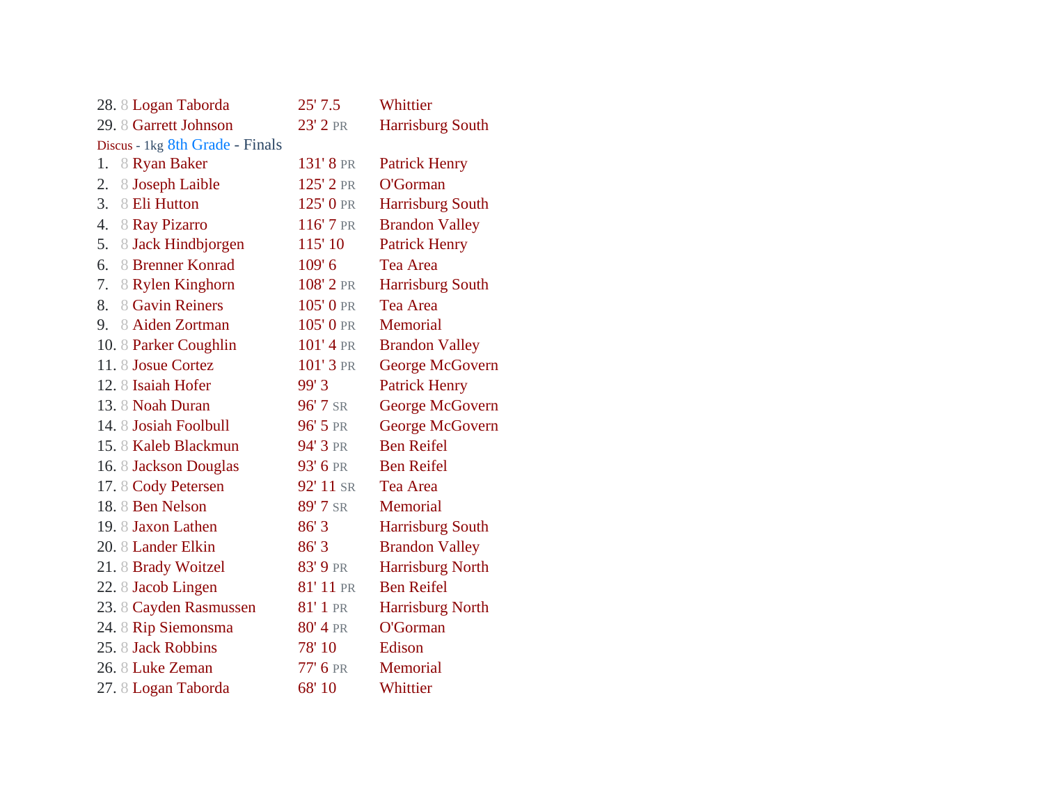28. 8 Logan Taborda 25' 7.5 Whittier
29. 8 Garrett Johnson 23' 2 PR Harrisburg South

Discus - 1kg 8th Grade - Finals

| | | | | |
|---|---|---|---|---|
| 1. | 8 | Ryan Baker | 131' 8 PR | Patrick Henry |
| 2. | 8 | Joseph Laible | 125' 2 PR | O'Gorman |
| 3. | 8 | Eli Hutton | 125' 0 PR | Harrisburg South |
| 4. | 8 | Ray Pizarro | 116' 7 PR | Brandon Valley |
| 5. | 8 | Jack Hindbjorgen | 115' 10 | Patrick Henry |
| 6. | 8 | Brenner Konrad | 109' 6 | Tea Area |
| 7. | 8 | Rylen Kinghorn | 108' 2 PR | Harrisburg South |
| 8. | 8 | Gavin Reiners | 105' 0 PR | Tea Area |
| 9. | 8 | Aiden Zortman | 105' 0 PR | Memorial |
| 10. | 8 | Parker Coughlin | 101' 4 PR | Brandon Valley |
| 11. | 8 | Josue Cortez | 101' 3 PR | George McGovern |
| 12. | 8 | Isaiah Hofer | 99' 3 | Patrick Henry |
| 13. | 8 | Noah Duran | 96' 7 SR | George McGovern |
| 14. | 8 | Josiah Foolbull | 96' 5 PR | George McGovern |
| 15. | 8 | Kaleb Blackmun | 94' 3 PR | Ben Reifel |
| 16. | 8 | Jackson Douglas | 93' 6 PR | Ben Reifel |
| 17. | 8 | Cody Petersen | 92' 11 SR | Tea Area |
| 18. | 8 | Ben Nelson | 89' 7 SR | Memorial |
| 19. | 8 | Jaxon Lathen | 86' 3 | Harrisburg South |
| 20. | 8 | Lander Elkin | 86' 3 | Brandon Valley |
| 21. | 8 | Brady Woitzel | 83' 9 PR | Harrisburg North |
| 22. | 8 | Jacob Lingen | 81' 11 PR | Ben Reifel |
| 23. | 8 | Cayden Rasmussen | 81' 1 PR | Harrisburg North |
| 24. | 8 | Rip Siemonsma | 80' 4 PR | O'Gorman |
| 25. | 8 | Jack Robbins | 78' 10 | Edison |
| 26. | 8 | Luke Zeman | 77' 6 PR | Memorial |
| 27. | 8 | Logan Taborda | 68' 10 | Whittier |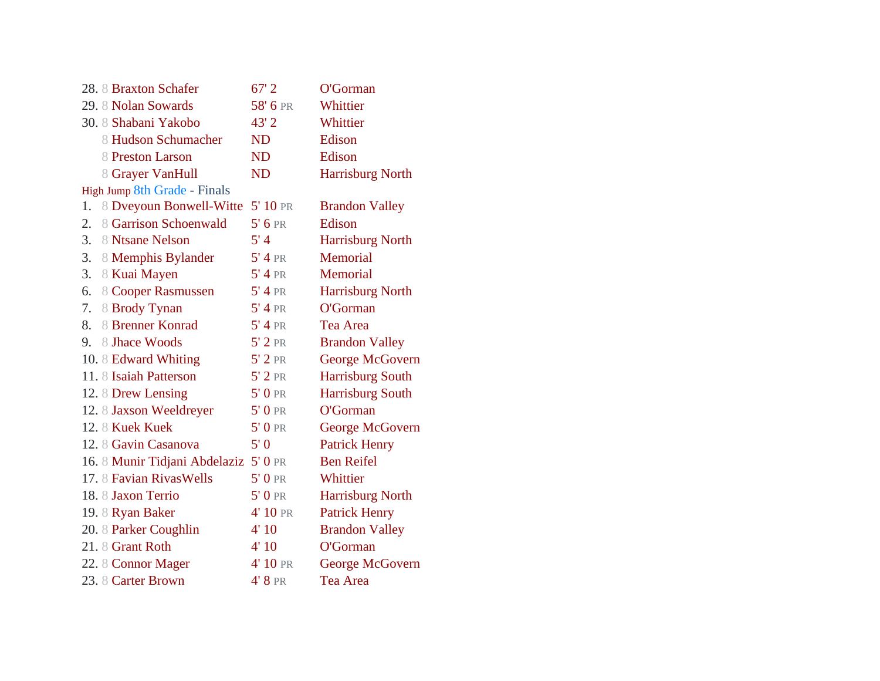| | | | | |
|---|---|---|---|---|
| 28. | 8 | Braxton Schafer | 67' 2 | O'Gorman |
| 29. | 8 | Nolan Sowards | 58' 6 PR | Whittier |
| 30. | 8 | Shabani Yakobo | 43' 2 | Whittier |
| | 8 | Hudson Schumacher | ND | Edison |
| | 8 | Preston Larson | ND | Edison |
| | 8 | Grayer VanHull | ND | Harrisburg North |

High Jump 8th Grade - Finals

| | | | | |
|---|---|---|---|---|
| 1. | 8 | Dveyoun Bonwell-Witte | 5' 10 PR | Brandon Valley |
| 2. | 8 | Garrison Schoenwald | 5' 6 PR | Edison |
| 3. | 8 | Ntsane Nelson | 5' 4 | Harrisburg North |
| 3. | 8 | Memphis Bylander | 5' 4 PR | Memorial |
| 3. | 8 | Kuai Mayen | 5' 4 PR | Memorial |
| 6. | 8 | Cooper Rasmussen | 5' 4 PR | Harrisburg North |
| 7. | 8 | Brody Tynan | 5' 4 PR | O'Gorman |
| 8. | 8 | Brenner Konrad | 5' 4 PR | Tea Area |
| 9. | 8 | Jhace Woods | 5' 2 PR | Brandon Valley |
| 10. | 8 | Edward Whiting | 5' 2 PR | George McGovern |
| 11. | 8 | Isaiah Patterson | 5' 2 PR | Harrisburg South |
| 12. | 8 | Drew Lensing | 5' 0 PR | Harrisburg South |
| 12. | 8 | Jaxson Weeldreyer | 5' 0 PR | O'Gorman |
| 12. | 8 | Kuek Kuek | 5' 0 PR | George McGovern |
| 12. | 8 | Gavin Casanova | 5' 0 | Patrick Henry |
| 16. | 8 | Munir Tidjani Abdelaziz | 5' 0 PR | Ben Reifel |
| 17. | 8 | Favian RivasWells | 5' 0 PR | Whittier |
| 18. | 8 | Jaxon Terrio | 5' 0 PR | Harrisburg North |
| 19. | 8 | Ryan Baker | 4' 10 PR | Patrick Henry |
| 20. | 8 | Parker Coughlin | 4' 10 | Brandon Valley |
| 21. | 8 | Grant Roth | 4' 10 | O'Gorman |
| 22. | 8 | Connor Mager | 4' 10 PR | George McGovern |
| 23. | 8 | Carter Brown | 4' 8 PR | Tea Area |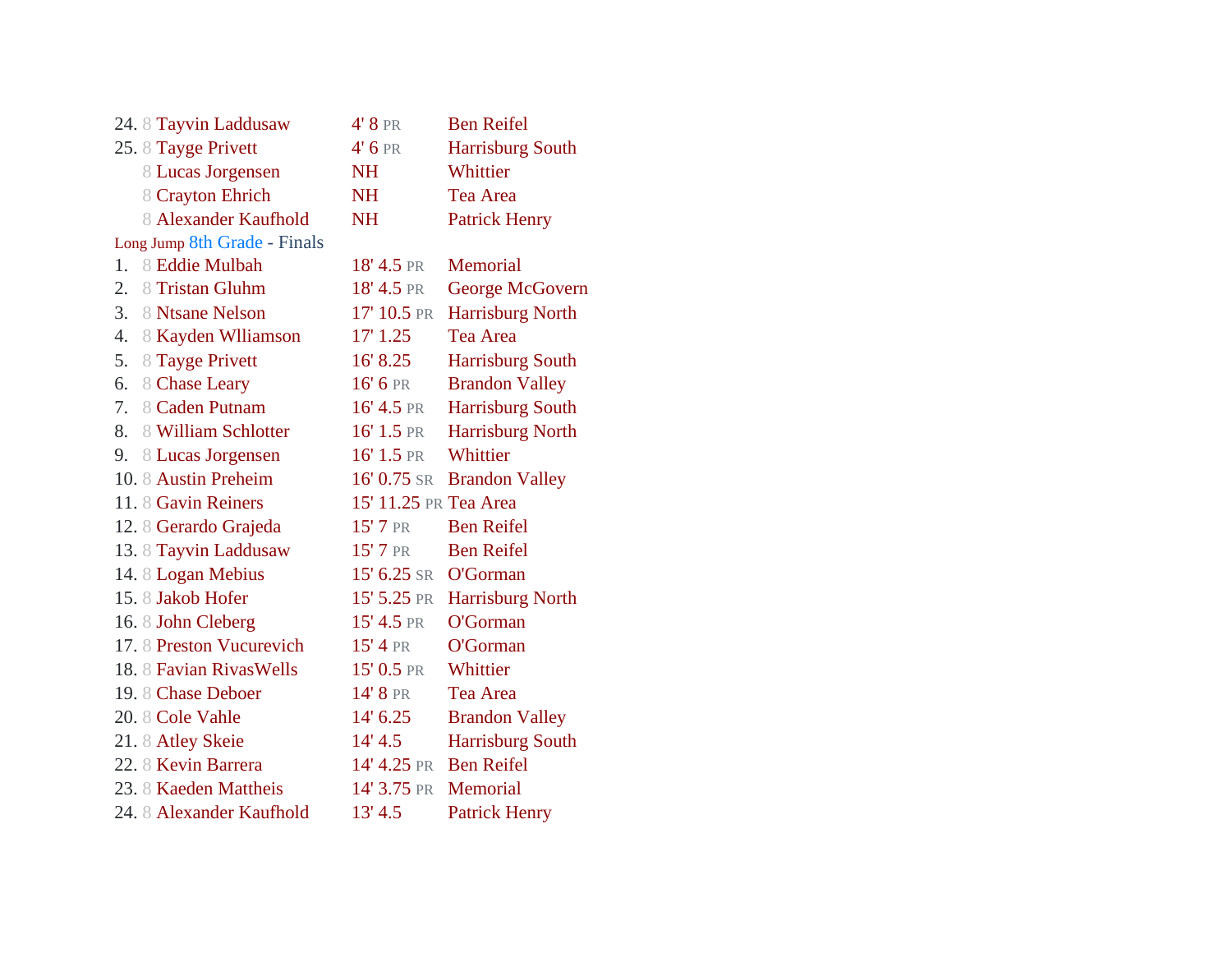| Place | Grade | Name | Mark | | School |
|---|---|---|---|---|---|
| 24. | 8 | Tayvin Laddusaw | 4' 8 | PR | Ben Reifel |
| 25. | 8 | Tayge Privett | 4' 6 | PR | Harrisburg South |
| | 8 | Lucas Jorgensen | NH | | Whittier |
| | 8 | Crayton Ehrich | NH | | Tea Area |
| | 8 | Alexander Kaufhold | NH | | Patrick Henry |

### Long Jump 8th Grade - Finals

| Place | Grade | Name | Mark | | School |
|---|---|---|---|---|---|
| 1. | 8 | Eddie Mulbah | 18' 4.5 | PR | Memorial |
| 2. | 8 | Tristan Gluhm | 18' 4.5 | PR | George McGovern |
| 3. | 8 | Ntsane Nelson | 17' 10.5 | PR | Harrisburg North |
| 4. | 8 | Kayden Wlliamson | 17' 1.25 | | Tea Area |
| 5. | 8 | Tayge Privett | 16' 8.25 | | Harrisburg South |
| 6. | 8 | Chase Leary | 16' 6 | PR | Brandon Valley |
| 7. | 8 | Caden Putnam | 16' 4.5 | PR | Harrisburg South |
| 8. | 8 | William Schlotter | 16' 1.5 | PR | Harrisburg North |
| 9. | 8 | Lucas Jorgensen | 16' 1.5 | PR | Whittier |
| 10. | 8 | Austin Preheim | 16' 0.75 | SR | Brandon Valley |
| 11. | 8 | Gavin Reiners | 15' 11.25 | PR | Tea Area |
| 12. | 8 | Gerardo Grajeda | 15' 7 | PR | Ben Reifel |
| 13. | 8 | Tayvin Laddusaw | 15' 7 | PR | Ben Reifel |
| 14. | 8 | Logan Mebius | 15' 6.25 | SR | O'Gorman |
| 15. | 8 | Jakob Hofer | 15' 5.25 | PR | Harrisburg North |
| 16. | 8 | John Cleberg | 15' 4.5 | PR | O'Gorman |
| 17. | 8 | Preston Vucurevich | 15' 4 | PR | O'Gorman |
| 18. | 8 | Favian RivasWells | 15' 0.5 | PR | Whittier |
| 19. | 8 | Chase Deboer | 14' 8 | PR | Tea Area |
| 20. | 8 | Cole Vahle | 14' 6.25 | | Brandon Valley |
| 21. | 8 | Atley Skeie | 14' 4.5 | | Harrisburg South |
| 22. | 8 | Kevin Barrera | 14' 4.25 | PR | Ben Reifel |
| 23. | 8 | Kaeden Mattheis | 14' 3.75 | PR | Memorial |
| 24. | 8 | Alexander Kaufhold | 13' 4.5 | | Patrick Henry |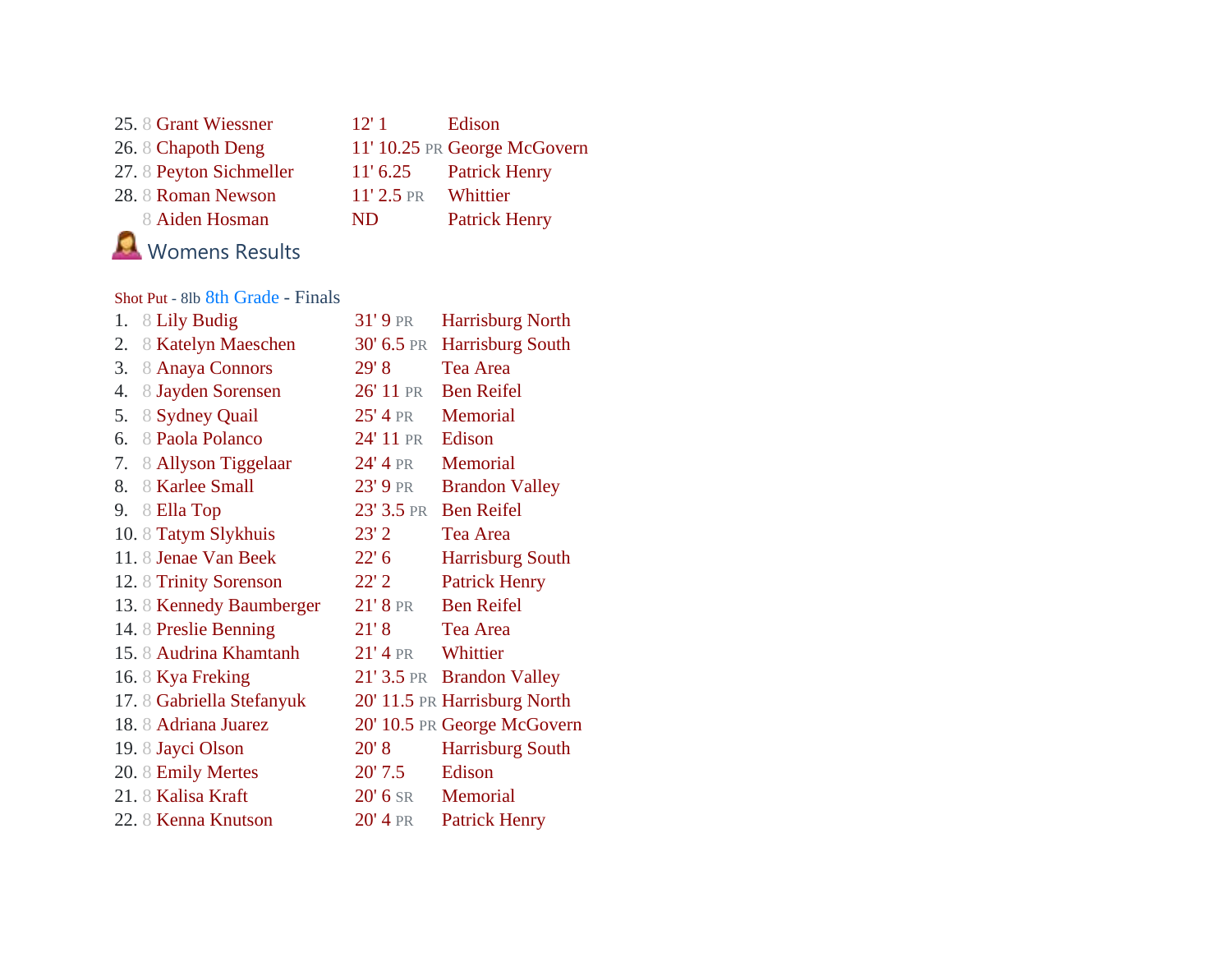| | | | | |
|---|---|---|---|---|
| 25. | 8 | Grant Wiessner | 12' 1 | Edison |
| 26. | 8 | Chapoth Deng | 11' 10.25 PR | George McGovern |
| 27. | 8 | Peyton Sichmeller | 11' 6.25 | Patrick Henry |
| 28. | 8 | Roman Newson | 11' 2.5 PR | Whittier |
| | 8 | Aiden Hosman | ND | Patrick Henry |

## Womens Results

Shot Put - 8lb 8th Grade - Finals

| | | | | |
|---|---|---|---|---|
| 1. | 8 | Lily Budig | 31' 9 PR | Harrisburg North |
| 2. | 8 | Katelyn Maeschen | 30' 6.5 PR | Harrisburg South |
| 3. | 8 | Anaya Connors | 29' 8 | Tea Area |
| 4. | 8 | Jayden Sorensen | 26' 11 PR | Ben Reifel |
| 5. | 8 | Sydney Quail | 25' 4 PR | Memorial |
| 6. | 8 | Paola Polanco | 24' 11 PR | Edison |
| 7. | 8 | Allyson Tiggelaar | 24' 4 PR | Memorial |
| 8. | 8 | Karlee Small | 23' 9 PR | Brandon Valley |
| 9. | 8 | Ella Top | 23' 3.5 PR | Ben Reifel |
| 10. | 8 | Tatym Slykhuis | 23' 2 | Tea Area |
| 11. | 8 | Jenae Van Beek | 22' 6 | Harrisburg South |
| 12. | 8 | Trinity Sorenson | 22' 2 | Patrick Henry |
| 13. | 8 | Kennedy Baumberger | 21' 8 PR | Ben Reifel |
| 14. | 8 | Preslie Benning | 21' 8 | Tea Area |
| 15. | 8 | Audrina Khamtanh | 21' 4 PR | Whittier |
| 16. | 8 | Kya Freking | 21' 3.5 PR | Brandon Valley |
| 17. | 8 | Gabriella Stefanyuk | 20' 11.5 PR | Harrisburg North |
| 18. | 8 | Adriana Juarez | 20' 10.5 PR | George McGovern |
| 19. | 8 | Jayci Olson | 20' 8 | Harrisburg South |
| 20. | 8 | Emily Mertes | 20' 7.5 | Edison |
| 21. | 8 | Kalisa Kraft | 20' 6 SR | Memorial |
| 22. | 8 | Kenna Knutson | 20' 4 PR | Patrick Henry |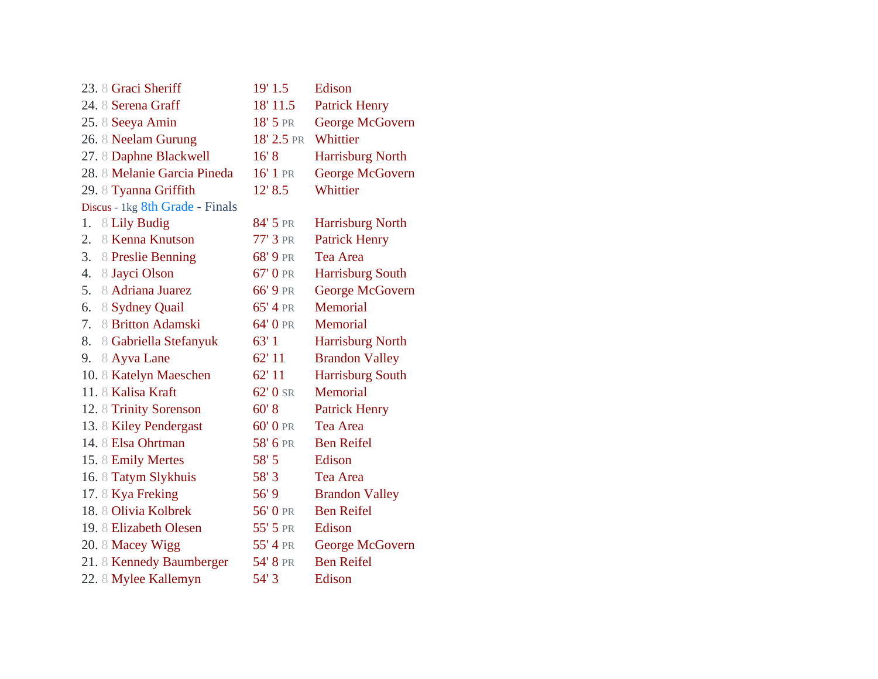| Place | Grade | Name | Mark | School |
|---|---|---|---|---|
| 23. | 8 | Graci Sheriff | 19' 1.5 | Edison |
| 24. | 8 | Serena Graff | 18' 11.5 | Patrick Henry |
| 25. | 8 | Seeya Amin | 18' 5 PR | George McGovern |
| 26. | 8 | Neelam Gurung | 18' 2.5 PR | Whittier |
| 27. | 8 | Daphne Blackwell | 16' 8 | Harrisburg North |
| 28. | 8 | Melanie Garcia Pineda | 16' 1 PR | George McGovern |
| 29. | 8 | Tyanna Griffith | 12' 8.5 | Whittier |

Discus - 1kg 8th Grade - Finals

| Place | Grade | Name | Mark | School |
|---|---|---|---|---|
| 1. | 8 | Lily Budig | 84' 5 PR | Harrisburg North |
| 2. | 8 | Kenna Knutson | 77' 3 PR | Patrick Henry |
| 3. | 8 | Preslie Benning | 68' 9 PR | Tea Area |
| 4. | 8 | Jayci Olson | 67' 0 PR | Harrisburg South |
| 5. | 8 | Adriana Juarez | 66' 9 PR | George McGovern |
| 6. | 8 | Sydney Quail | 65' 4 PR | Memorial |
| 7. | 8 | Britton Adamski | 64' 0 PR | Memorial |
| 8. | 8 | Gabriella Stefanyuk | 63' 1 | Harrisburg North |
| 9. | 8 | Ayva Lane | 62' 11 | Brandon Valley |
| 10. | 8 | Katelyn Maeschen | 62' 11 | Harrisburg South |
| 11. | 8 | Kalisa Kraft | 62' 0 SR | Memorial |
| 12. | 8 | Trinity Sorenson | 60' 8 | Patrick Henry |
| 13. | 8 | Kiley Pendergast | 60' 0 PR | Tea Area |
| 14. | 8 | Elsa Ohrtman | 58' 6 PR | Ben Reifel |
| 15. | 8 | Emily Mertes | 58' 5 | Edison |
| 16. | 8 | Tatym Slykhuis | 58' 3 | Tea Area |
| 17. | 8 | Kya Freking | 56' 9 | Brandon Valley |
| 18. | 8 | Olivia Kolbrek | 56' 0 PR | Ben Reifel |
| 19. | 8 | Elizabeth Olesen | 55' 5 PR | Edison |
| 20. | 8 | Macey Wigg | 55' 4 PR | George McGovern |
| 21. | 8 | Kennedy Baumberger | 54' 8 PR | Ben Reifel |
| 22. | 8 | Mylee Kallemyn | 54' 3 | Edison |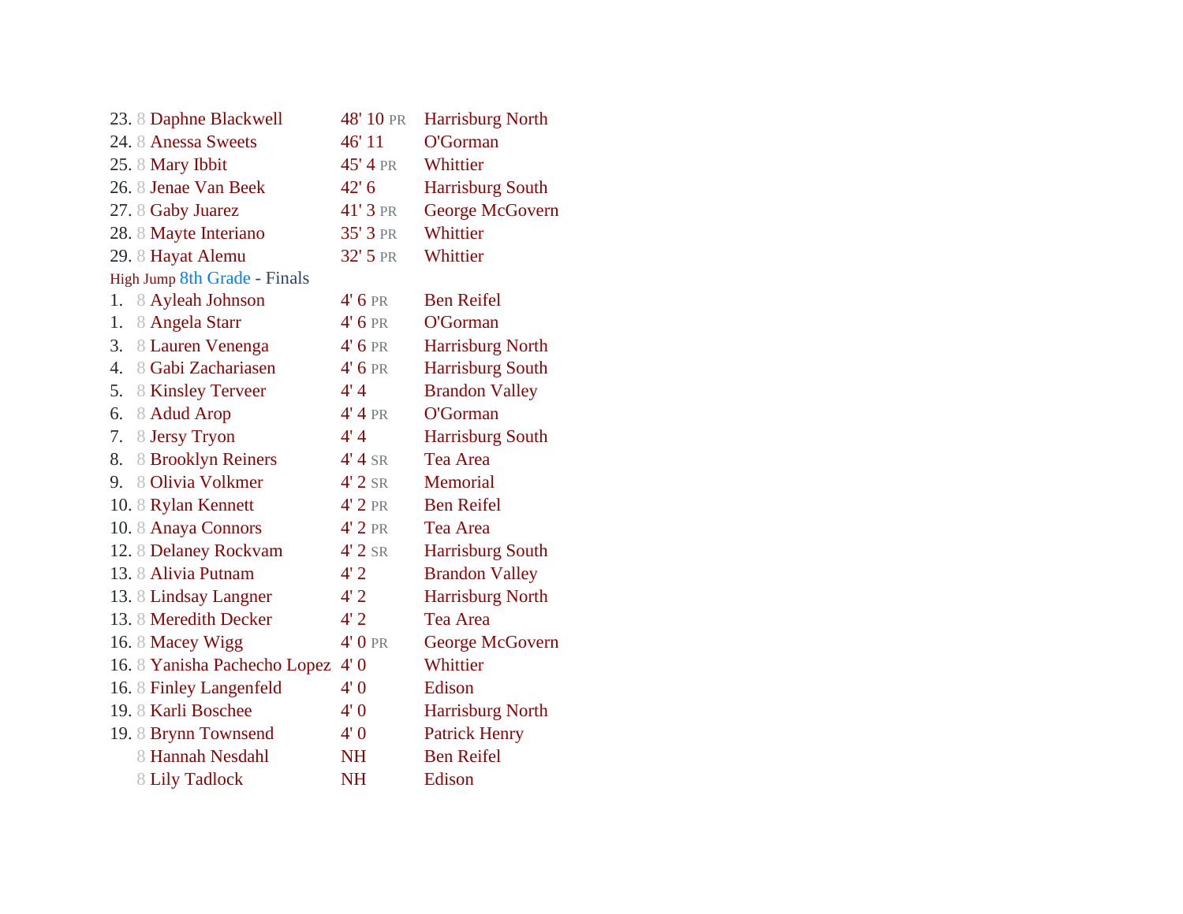| | | | | |
|---|---|---|---|---|
| 23. | 8 | Daphne Blackwell | 48' 10 PR | Harrisburg North |
| 24. | 8 | Anessa Sweets | 46' 11 | O'Gorman |
| 25. | 8 | Mary Ibbit | 45' 4 PR | Whittier |
| 26. | 8 | Jenae Van Beek | 42' 6 | Harrisburg South |
| 27. | 8 | Gaby Juarez | 41' 3 PR | George McGovern |
| 28. | 8 | Mayte Interiano | 35' 3 PR | Whittier |
| 29. | 8 | Hayat Alemu | 32' 5 PR | Whittier |

High Jump 8th Grade - Finals

| | | | | |
|---|---|---|---|---|
| 1. | 8 | Ayleah Johnson | 4' 6 PR | Ben Reifel |
| 1. | 8 | Angela Starr | 4' 6 PR | O'Gorman |
| 3. | 8 | Lauren Venenga | 4' 6 PR | Harrisburg North |
| 4. | 8 | Gabi Zachariasen | 4' 6 PR | Harrisburg South |
| 5. | 8 | Kinsley Terveer | 4' 4 | Brandon Valley |
| 6. | 8 | Adud Arop | 4' 4 PR | O'Gorman |
| 7. | 8 | Jersy Tryon | 4' 4 | Harrisburg South |
| 8. | 8 | Brooklyn Reiners | 4' 4 SR | Tea Area |
| 9. | 8 | Olivia Volkmer | 4' 2 SR | Memorial |
| 10. | 8 | Rylan Kennett | 4' 2 PR | Ben Reifel |
| 10. | 8 | Anaya Connors | 4' 2 PR | Tea Area |
| 12. | 8 | Delaney Rockvam | 4' 2 SR | Harrisburg South |
| 13. | 8 | Alivia Putnam | 4' 2 | Brandon Valley |
| 13. | 8 | Lindsay Langner | 4' 2 | Harrisburg North |
| 13. | 8 | Meredith Decker | 4' 2 | Tea Area |
| 16. | 8 | Macey Wigg | 4' 0 PR | George McGovern |
| 16. | 8 | Yanisha Pachecho Lopez | 4' 0 | Whittier |
| 16. | 8 | Finley Langenfeld | 4' 0 | Edison |
| 19. | 8 | Karli Boschee | 4' 0 | Harrisburg North |
| 19. | 8 | Brynn Townsend | 4' 0 | Patrick Henry |
| | 8 | Hannah Nesdahl | NH | Ben Reifel |
| | 8 | Lily Tadlock | NH | Edison |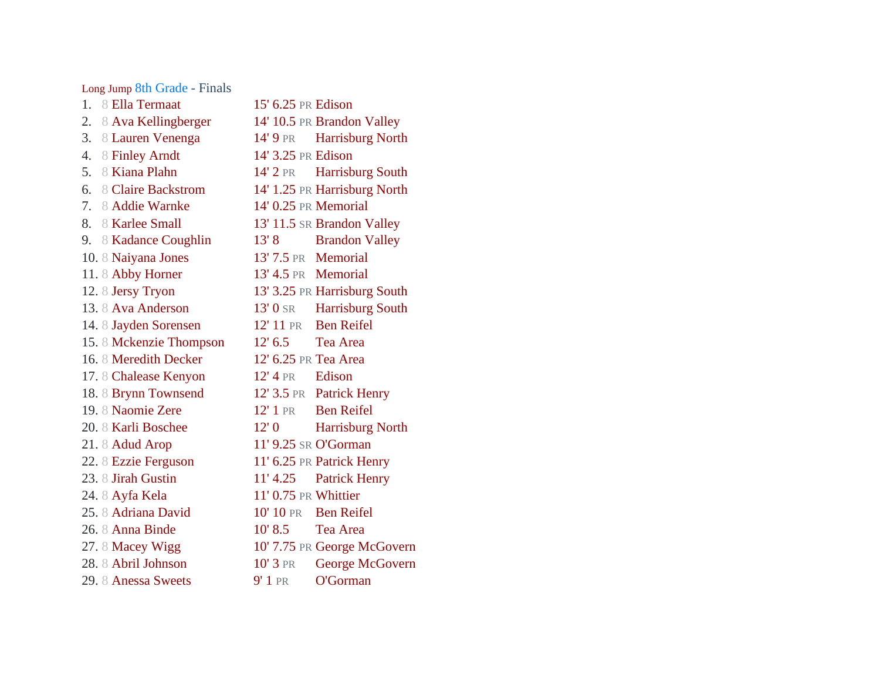Long Jump 8th Grade - Finals

| | | | | | |
|---|---|---|---|---|---|
| 1. | 8 | Ella Termaat | 15' 6.25 | PR | Edison |
| 2. | 8 | Ava Kellingberger | 14' 10.5 | PR | Brandon Valley |
| 3. | 8 | Lauren Venenga | 14' 9 | PR | Harrisburg North |
| 4. | 8 | Finley Arndt | 14' 3.25 | PR | Edison |
| 5. | 8 | Kiana Plahn | 14' 2 | PR | Harrisburg South |
| 6. | 8 | Claire Backstrom | 14' 1.25 | PR | Harrisburg North |
| 7. | 8 | Addie Warnke | 14' 0.25 | PR | Memorial |
| 8. | 8 | Karlee Small | 13' 11.5 | SR | Brandon Valley |
| 9. | 8 | Kadance Coughlin | 13' 8 | | Brandon Valley |
| 10. | 8 | Naiyana Jones | 13' 7.5 | PR | Memorial |
| 11. | 8 | Abby Horner | 13' 4.5 | PR | Memorial |
| 12. | 8 | Jersy Tryon | 13' 3.25 | PR | Harrisburg South |
| 13. | 8 | Ava Anderson | 13' 0 | SR | Harrisburg South |
| 14. | 8 | Jayden Sorensen | 12' 11 | PR | Ben Reifel |
| 15. | 8 | Mckenzie Thompson | 12' 6.5 | | Tea Area |
| 16. | 8 | Meredith Decker | 12' 6.25 | PR | Tea Area |
| 17. | 8 | Chalease Kenyon | 12' 4 | PR | Edison |
| 18. | 8 | Brynn Townsend | 12' 3.5 | PR | Patrick Henry |
| 19. | 8 | Naomie Zere | 12' 1 | PR | Ben Reifel |
| 20. | 8 | Karli Boschee | 12' 0 | | Harrisburg North |
| 21. | 8 | Adud Arop | 11' 9.25 | SR | O'Gorman |
| 22. | 8 | Ezzie Ferguson | 11' 6.25 | PR | Patrick Henry |
| 23. | 8 | Jirah Gustin | 11' 4.25 | | Patrick Henry |
| 24. | 8 | Ayfa Kela | 11' 0.75 | PR | Whittier |
| 25. | 8 | Adriana David | 10' 10 | PR | Ben Reifel |
| 26. | 8 | Anna Binde | 10' 8.5 | | Tea Area |
| 27. | 8 | Macey Wigg | 10' 7.75 | PR | George McGovern |
| 28. | 8 | Abril Johnson | 10' 3 | PR | George McGovern |
| 29. | 8 | Anessa Sweets | 9' 1 | PR | O'Gorman |